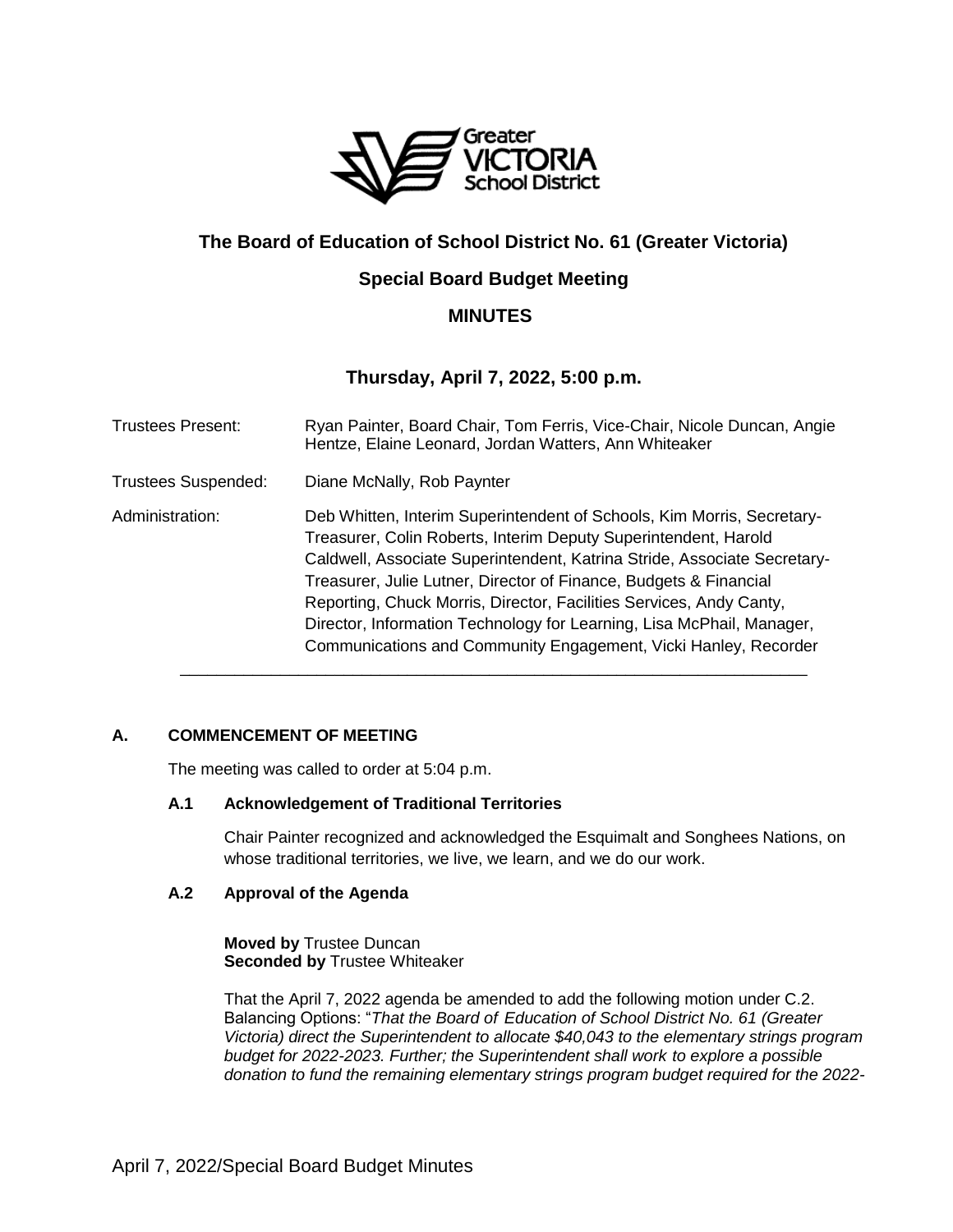# The Board of Education of School District No. 61 (Greater Victoria)

## Special Board Budget Meeting

## MINUTES

### Thursday, April 7, 2022, 5:00 p.m.

| | |
|---|---|
| Trustees Present: | Ryan Painter, Board Chair, Tom Ferris, Vice-Chair, Nicole Duncan, Angie Hentze, Elaine Leonard, Jordan Watters, Ann Whiteaker |
| Trustees Suspended: | Diane McNally, Rob Paynter |
| Administration: | Deb Whitten, Interim Superintendent of Schools, Kim Morris, Secretary-Treasurer, Colin Roberts, Interim Deputy Superintendent, Harold Caldwell, Associate Superintendent, Katrina Stride, Associate Secretary-Treasurer, Julie Lutner, Director of Finance, Budgets & Financial Reporting, Chuck Morris, Director, Facilities Services, Andy Canty, Director, Information Technology for Learning, Lisa McPhail, Manager, Communications and Community Engagement, Vicki Hanley, Recorder |

---

### A. COMMENCEMENT OF MEETING

The meeting was called to order at 5:04 p.m.

#### A.1 Acknowledgement of Traditional Territories

Chair Painter recognized and acknowledged the Esquimalt and Songhees Nations, on whose traditional territories, we live, we learn, and we do our work.

#### A.2 Approval of the Agenda

**Moved by** Trustee Duncan
**Seconded by** Trustee Whiteaker

That the April 7, 2022 agenda be amended to add the following motion under C.2. Balancing Options: "*That the Board of Education of School District No. 61 (Greater Victoria) direct the Superintendent to allocate $40,043 to the elementary strings program budget for 2022-2023. Further; the Superintendent shall work to explore a possible donation to fund the remaining elementary strings program budget required for the 2022-*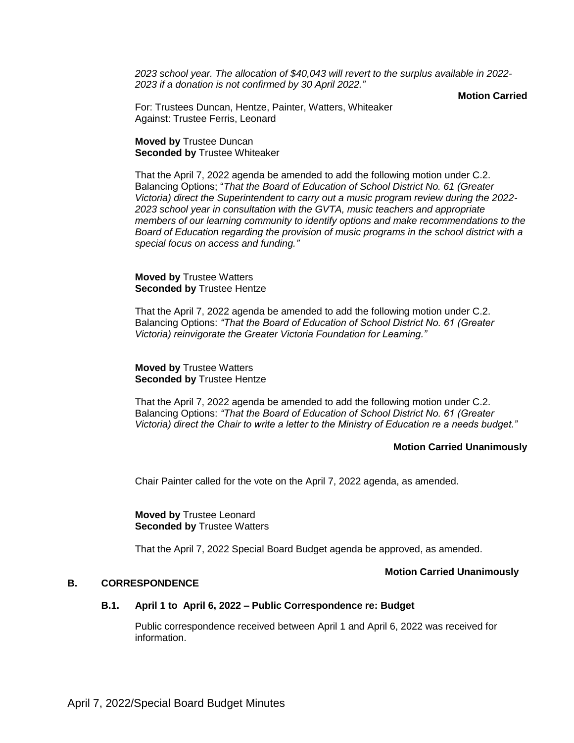*2023 school year. The allocation of $40,043 will revert to the surplus available in 2022-2023 if a donation is not confirmed by 30 April 2022."*

**Motion Carried**

For: Trustees Duncan, Hentze, Painter, Watters, Whiteaker
Against: Trustee Ferris, Leonard

**Moved by** Trustee Duncan
**Seconded by** Trustee Whiteaker

That the April 7, 2022 agenda be amended to add the following motion under C.2. Balancing Options; "*That the Board of Education of School District No. 61 (Greater Victoria) direct the Superintendent to carry out a music program review during the 2022-2023 school year in consultation with the GVTA, music teachers and appropriate members of our learning community to identify options and make recommendations to the Board of Education regarding the provision of music programs in the school district with a special focus on access and funding."*

**Moved by** Trustee Watters
**Seconded by** Trustee Hentze

That the April 7, 2022 agenda be amended to add the following motion under C.2. Balancing Options: *"That the Board of Education of School District No. 61 (Greater Victoria) reinvigorate the Greater Victoria Foundation for Learning."*

**Moved by** Trustee Watters
**Seconded by** Trustee Hentze

That the April 7, 2022 agenda be amended to add the following motion under C.2. Balancing Options: *"That the Board of Education of School District No. 61 (Greater Victoria) direct the Chair to write a letter to the Ministry of Education re a needs budget."*

**Motion Carried Unanimously**

Chair Painter called for the vote on the April 7, 2022 agenda, as amended.

**Moved by** Trustee Leonard
**Seconded by** Trustee Watters

That the April 7, 2022 Special Board Budget agenda be approved, as amended.

**Motion Carried Unanimously**

## B. CORRESPONDENCE

### B.1. April 1 to April 6, 2022 – Public Correspondence re: Budget

Public correspondence received between April 1 and April 6, 2022 was received for information.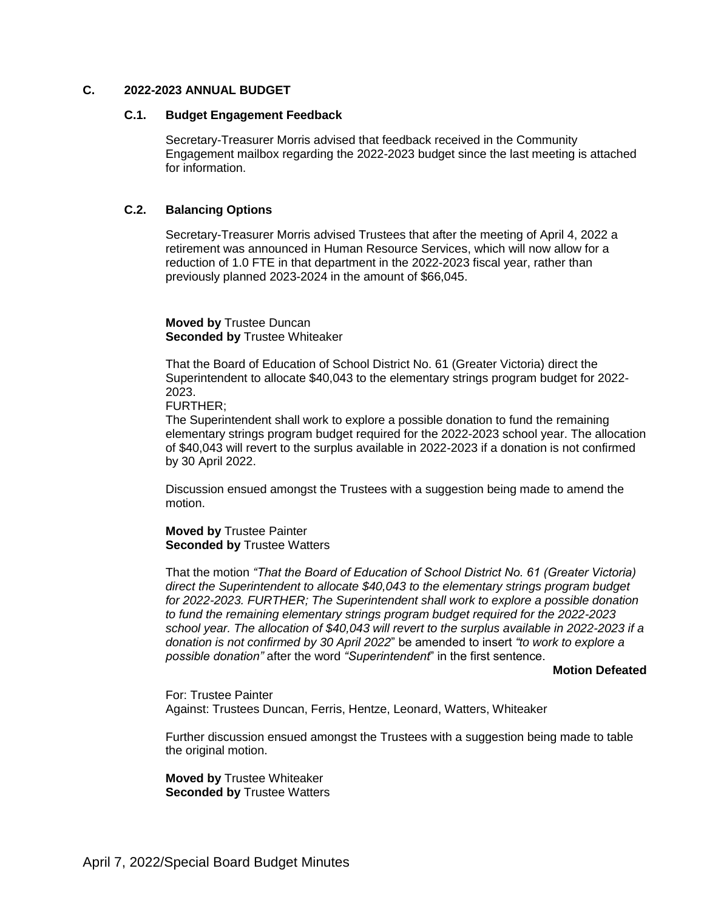## C. 2022-2023 ANNUAL BUDGET

### C.1. Budget Engagement Feedback

Secretary-Treasurer Morris advised that feedback received in the Community Engagement mailbox regarding the 2022-2023 budget since the last meeting is attached for information.

### C.2. Balancing Options

Secretary-Treasurer Morris advised Trustees that after the meeting of April 4, 2022 a retirement was announced in Human Resource Services, which will now allow for a reduction of 1.0 FTE in that department in the 2022-2023 fiscal year, rather than previously planned 2023-2024 in the amount of $66,045.

**Moved by** Trustee Duncan
**Seconded by** Trustee Whiteaker

That the Board of Education of School District No. 61 (Greater Victoria) direct the Superintendent to allocate $40,043 to the elementary strings program budget for 2022-2023.
FURTHER;
The Superintendent shall work to explore a possible donation to fund the remaining elementary strings program budget required for the 2022-2023 school year. The allocation of $40,043 will revert to the surplus available in 2022-2023 if a donation is not confirmed by 30 April 2022.

Discussion ensued amongst the Trustees with a suggestion being made to amend the motion.

**Moved by** Trustee Painter
**Seconded by** Trustee Watters

That the motion *"That the Board of Education of School District No. 61 (Greater Victoria) direct the Superintendent to allocate $40,043 to the elementary strings program budget for 2022-2023. FURTHER; The Superintendent shall work to explore a possible donation to fund the remaining elementary strings program budget required for the 2022-2023 school year. The allocation of $40,043 will revert to the surplus available in 2022-2023 if a donation is not confirmed by 30 April 2022*" be amended to insert *"to work to explore a possible donation"* after the word *"Superintendent*" in the first sentence.

**Motion Defeated**

For: Trustee Painter
Against: Trustees Duncan, Ferris, Hentze, Leonard, Watters, Whiteaker

Further discussion ensued amongst the Trustees with a suggestion being made to table the original motion.

**Moved by** Trustee Whiteaker
**Seconded by** Trustee Watters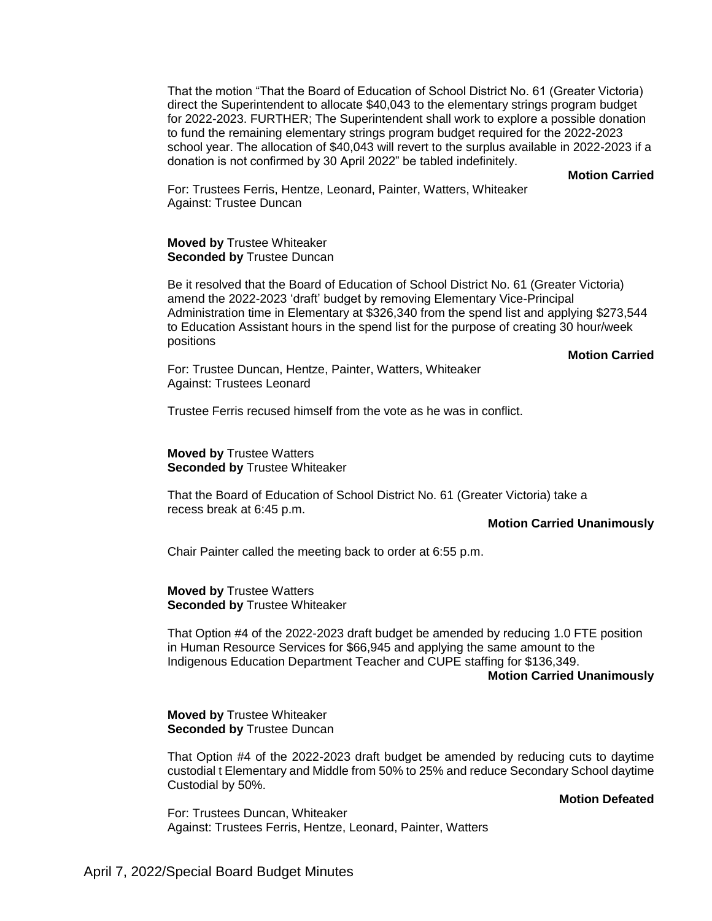That the motion "That the Board of Education of School District No. 61 (Greater Victoria) direct the Superintendent to allocate $40,043 to the elementary strings program budget for 2022-2023. FURTHER; The Superintendent shall work to explore a possible donation to fund the remaining elementary strings program budget required for the 2022-2023 school year. The allocation of $40,043 will revert to the surplus available in 2022-2023 if a donation is not confirmed by 30 April 2022" be tabled indefinitely.

**Motion Carried**

For: Trustees Ferris, Hentze, Leonard, Painter, Watters, Whiteaker
Against: Trustee Duncan

**Moved by** Trustee Whiteaker
**Seconded by** Trustee Duncan

Be it resolved that the Board of Education of School District No. 61 (Greater Victoria) amend the 2022-2023 'draft' budget by removing Elementary Vice-Principal Administration time in Elementary at $326,340 from the spend list and applying $273,544 to Education Assistant hours in the spend list for the purpose of creating 30 hour/week positions

**Motion Carried**

For: Trustee Duncan, Hentze, Painter, Watters, Whiteaker
Against: Trustees Leonard

Trustee Ferris recused himself from the vote as he was in conflict.

**Moved by** Trustee Watters
**Seconded by** Trustee Whiteaker

That the Board of Education of School District No. 61 (Greater Victoria) take a recess break at 6:45 p.m.

**Motion Carried Unanimously**

Chair Painter called the meeting back to order at 6:55 p.m.

**Moved by** Trustee Watters
**Seconded by** Trustee Whiteaker

That Option #4 of the 2022-2023 draft budget be amended by reducing 1.0 FTE position in Human Resource Services for $66,945 and applying the same amount to the Indigenous Education Department Teacher and CUPE staffing for $136,349.

**Motion Carried Unanimously**

**Moved by** Trustee Whiteaker
**Seconded by** Trustee Duncan

That Option #4 of the 2022-2023 draft budget be amended by reducing cuts to daytime custodial t Elementary and Middle from 50% to 25% and reduce Secondary School daytime Custodial by 50%.

**Motion Defeated**

For: Trustees Duncan, Whiteaker
Against: Trustees Ferris, Hentze, Leonard, Painter, Watters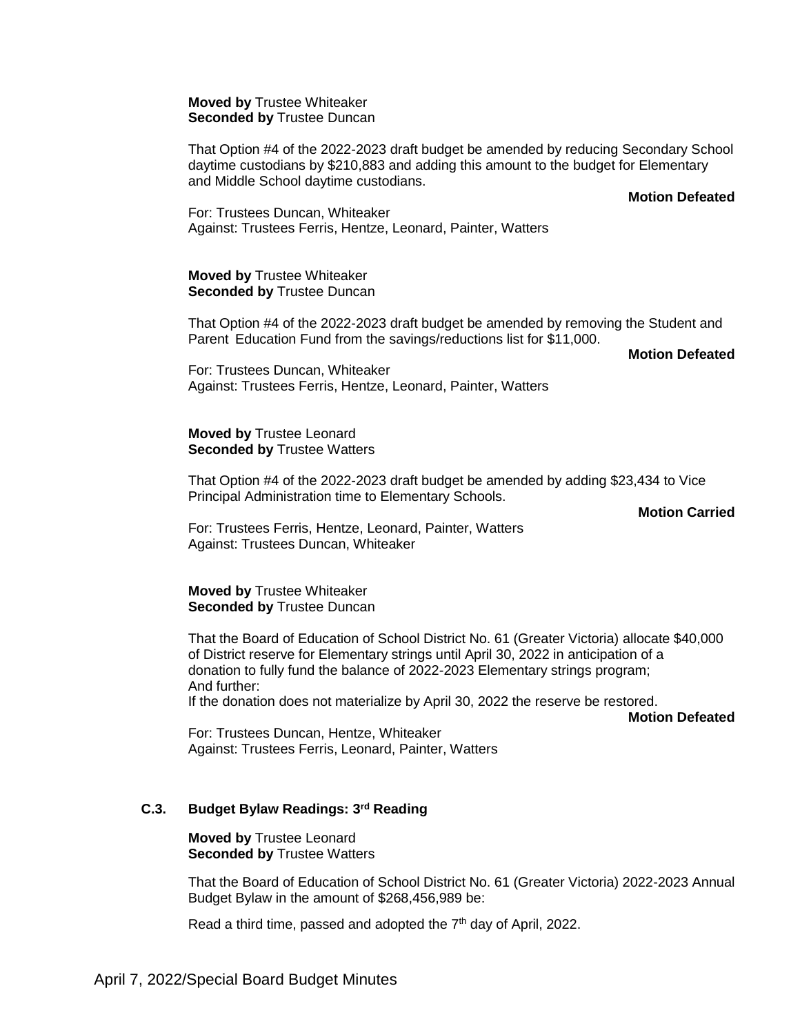**Moved by** Trustee Whiteaker
**Seconded by** Trustee Duncan

That Option #4 of the 2022-2023 draft budget be amended by reducing Secondary School daytime custodians by $210,883 and adding this amount to the budget for Elementary and Middle School daytime custodians.

**Motion Defeated**

For: Trustees Duncan, Whiteaker
Against: Trustees Ferris, Hentze, Leonard, Painter, Watters

**Moved by** Trustee Whiteaker
**Seconded by** Trustee Duncan

That Option #4 of the 2022-2023 draft budget be amended by removing the Student and Parent Education Fund from the savings/reductions list for $11,000.

**Motion Defeated**

For: Trustees Duncan, Whiteaker
Against: Trustees Ferris, Hentze, Leonard, Painter, Watters

**Moved by** Trustee Leonard
**Seconded by** Trustee Watters

That Option #4 of the 2022-2023 draft budget be amended by adding $23,434 to Vice Principal Administration time to Elementary Schools.

**Motion Carried**

For: Trustees Ferris, Hentze, Leonard, Painter, Watters
Against: Trustees Duncan, Whiteaker

**Moved by** Trustee Whiteaker
**Seconded by** Trustee Duncan

That the Board of Education of School District No. 61 (Greater Victoria) allocate $40,000 of District reserve for Elementary strings until April 30, 2022 in anticipation of a donation to fully fund the balance of 2022-2023 Elementary strings program;
And further:
If the donation does not materialize by April 30, 2022 the reserve be restored.

**Motion Defeated**

For: Trustees Duncan, Hentze, Whiteaker
Against: Trustees Ferris, Leonard, Painter, Watters

### C.3. Budget Bylaw Readings: 3rd Reading

**Moved by** Trustee Leonard
**Seconded by** Trustee Watters

That the Board of Education of School District No. 61 (Greater Victoria) 2022-2023 Annual Budget Bylaw in the amount of $268,456,989 be:

Read a third time, passed and adopted the 7th day of April, 2022.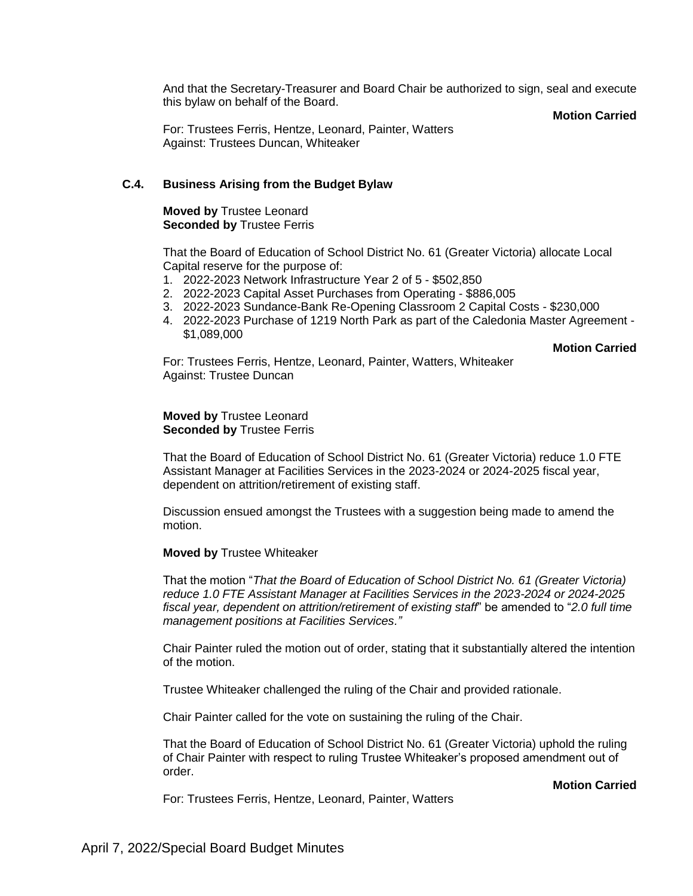And that the Secretary-Treasurer and Board Chair be authorized to sign, seal and execute this bylaw on behalf of the Board.

**Motion Carried**

For: Trustees Ferris, Hentze, Leonard, Painter, Watters
Against: Trustees Duncan, Whiteaker

### C.4. Business Arising from the Budget Bylaw

**Moved by** Trustee Leonard
**Seconded by** Trustee Ferris

That the Board of Education of School District No. 61 (Greater Victoria) allocate Local Capital reserve for the purpose of:

1. 2022-2023 Network Infrastructure Year 2 of 5 - $502,850
2. 2022-2023 Capital Asset Purchases from Operating - $886,005
3. 2022-2023 Sundance-Bank Re-Opening Classroom 2 Capital Costs - $230,000
4. 2022-2023 Purchase of 1219 North Park as part of the Caledonia Master Agreement - $1,089,000

**Motion Carried**

For: Trustees Ferris, Hentze, Leonard, Painter, Watters, Whiteaker
Against: Trustee Duncan

**Moved by** Trustee Leonard
**Seconded by** Trustee Ferris

That the Board of Education of School District No. 61 (Greater Victoria) reduce 1.0 FTE Assistant Manager at Facilities Services in the 2023-2024 or 2024-2025 fiscal year, dependent on attrition/retirement of existing staff.

Discussion ensued amongst the Trustees with a suggestion being made to amend the motion.

**Moved by** Trustee Whiteaker

That the motion "*That the Board of Education of School District No. 61 (Greater Victoria) reduce 1.0 FTE Assistant Manager at Facilities Services in the 2023-2024 or 2024-2025 fiscal year, dependent on attrition/retirement of existing staff*" be amended to "*2.0 full time management positions at Facilities Services.*"

Chair Painter ruled the motion out of order, stating that it substantially altered the intention of the motion.

Trustee Whiteaker challenged the ruling of the Chair and provided rationale.

Chair Painter called for the vote on sustaining the ruling of the Chair.

That the Board of Education of School District No. 61 (Greater Victoria) uphold the ruling of Chair Painter with respect to ruling Trustee Whiteaker's proposed amendment out of order.

**Motion Carried**

For: Trustees Ferris, Hentze, Leonard, Painter, Watters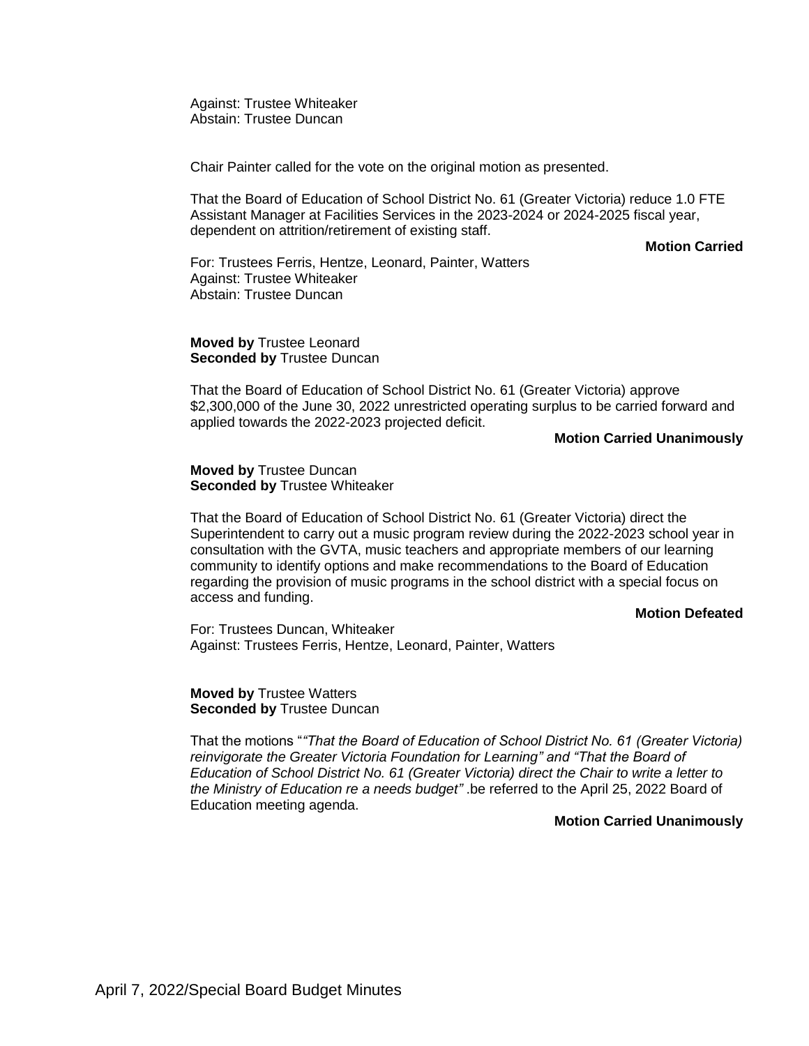Against: Trustee Whiteaker
Abstain: Trustee Duncan

Chair Painter called for the vote on the original motion as presented.

That the Board of Education of School District No. 61 (Greater Victoria) reduce 1.0 FTE Assistant Manager at Facilities Services in the 2023-2024 or 2024-2025 fiscal year, dependent on attrition/retirement of existing staff.

**Motion Carried**

For: Trustees Ferris, Hentze, Leonard, Painter, Watters
Against: Trustee Whiteaker
Abstain: Trustee Duncan

**Moved by** Trustee Leonard
**Seconded by** Trustee Duncan

That the Board of Education of School District No. 61 (Greater Victoria) approve $2,300,000 of the June 30, 2022 unrestricted operating surplus to be carried forward and applied towards the 2022-2023 projected deficit.

**Motion Carried Unanimously**

**Moved by** Trustee Duncan
**Seconded by** Trustee Whiteaker

That the Board of Education of School District No. 61 (Greater Victoria) direct the Superintendent to carry out a music program review during the 2022-2023 school year in consultation with the GVTA, music teachers and appropriate members of our learning community to identify options and make recommendations to the Board of Education regarding the provision of music programs in the school district with a special focus on access and funding.

**Motion Defeated**

For: Trustees Duncan, Whiteaker
Against: Trustees Ferris, Hentze, Leonard, Painter, Watters

**Moved by** Trustee Watters
**Seconded by** Trustee Duncan

That the motions "*"That the Board of Education of School District No. 61 (Greater Victoria) reinvigorate the Greater Victoria Foundation for Learning" and "That the Board of Education of School District No. 61 (Greater Victoria) direct the Chair to write a letter to the Ministry of Education re a needs budget"* .be referred to the April 25, 2022 Board of Education meeting agenda.

**Motion Carried Unanimously**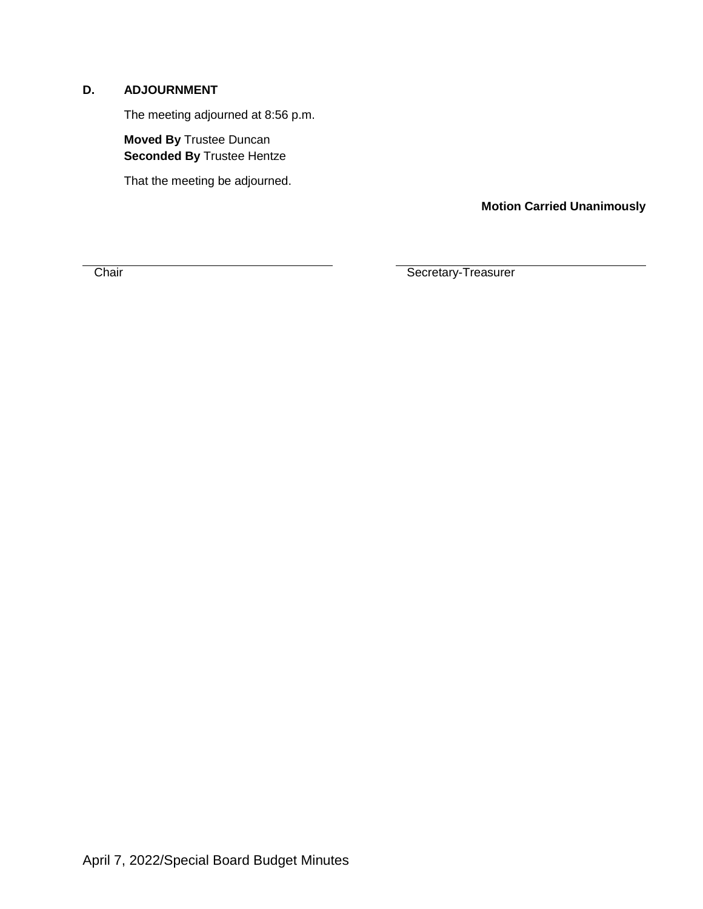## D. ADJOURNMENT

The meeting adjourned at 8:56 p.m.

**Moved By** Trustee Duncan
**Seconded By** Trustee Hentze

That the meeting be adjourned.

**Motion Carried Unanimously**

\_\_\_\_\_\_\_\_\_\_\_\_\_\_\_\_\_\_\_\_\_\_\_\_\_\_\_\_\_\_\_\_
Chair

\_\_\_\_\_\_\_\_\_\_\_\_\_\_\_\_\_\_\_\_\_\_\_\_\_\_\_\_\_\_\_\_
Secretary-Treasurer